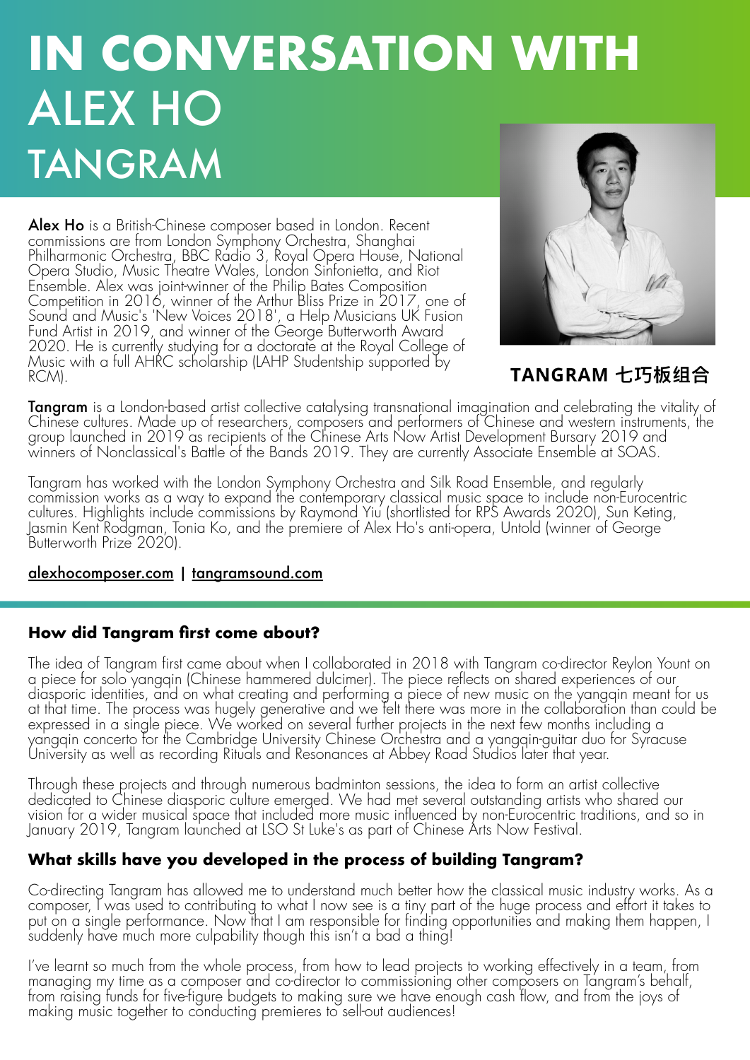# IN CONVERSATION WITH ALEX HO TANGRAM

**TANGRAM 七巧板组合**

**Alex Ho** is a British-Chinese composer based in London. Recent commissions are from London Symphony Orchestra, Shanghai Philharmonic Orchestra, BBC Radio 3, Royal Opera House, National Opera Studio, Music Theatre Wales, London Sinfonietta, and Riot Ensemble. Alex was joint-winner of the Philip Bates Composition Competition in 2016, winner of the Arthur Bliss Prize in 2017, one of Sound and Music's 'New Voices 2018', a Help Musicians UK Fusion Fund Artist in 2019, and winner of the George Butterworth Award 2020. He is currently studying for a doctorate at the Royal College of Music with a full AHRC scholarship (LAHP Studentship supported by RCM).

**Tangram** is a London-based artist collective catalysing transnational imagination and celebrating the vitality of Chinese cultures. Made up of researchers, composers and performers of Chinese and western instruments, the group launched in 2019 as recipients of the Chinese Arts Now Artist Development Bursary 2019 and winners of Nonclassical's Battle of the Bands 2019. They are currently Associate Ensemble at SOAS.

Tangram has worked with the London Symphony Orchestra and Silk Road Ensemble, and regularly commission works as a way to expand the contemporary classical music space to include non-Eurocentric cultures. Highlights include commissions by Raymond Yiu (shortlisted for RPS Awards 2020), Sun Keting, Jasmin Kent Rodgman, Tonia Ko, and the premiere of Alex Ho's anti-opera, Untold (winner of George Butterworth Prize 2020).

alexhocomposer.com | tangramsound.com

## How did Tangram first come about?

The idea of Tangram first came about when I collaborated in 2018 with Tangram co-director Reylon Yount on a piece for solo yangqin (Chinese hammered dulcimer). The piece reflects on shared experiences of our diasporic identities, and on what creating and performing a piece of new music on the yangqin meant for us at that time. The process was hugely generative and we felt there was more in the collaboration than could be expressed in a single piece. We worked on several further projects in the next few months including a yangqin concerto for the Cambridge University Chinese Orchestra and a yangqin-guitar duo for Syracuse University as well as recording Rituals and Resonances at Abbey Road Studios later that year.

Through these projects and through numerous badminton sessions, the idea to form an artist collective dedicated to Chinese diasporic culture emerged. We had met several outstanding artists who shared our vision for a wider musical space that included more music influenced by non-Eurocentric traditions, and so in January 2019, Tangram launched at LSO St Luke's as part of Chinese Arts Now Festival.

## What skills have you developed in the process of building Tangram?

Co-directing Tangram has allowed me to understand much better how the classical music industry works. As a composer, I was used to contributing to what I now see is a tiny part of the huge process and effort it takes to put on a single performance. Now that I am responsible for finding opportunities and making them happen, I suddenly have much more culpability though this isn't a bad a thing!

I've learnt so much from the whole process, from how to lead projects to working effectively in a team, from managing my time as a composer and co-director to commissioning other composers on Tangram's behalf, from raising funds for five-figure budgets to making sure we have enough cash flow, and from the joys of making music together to conducting premieres to sell-out audiences!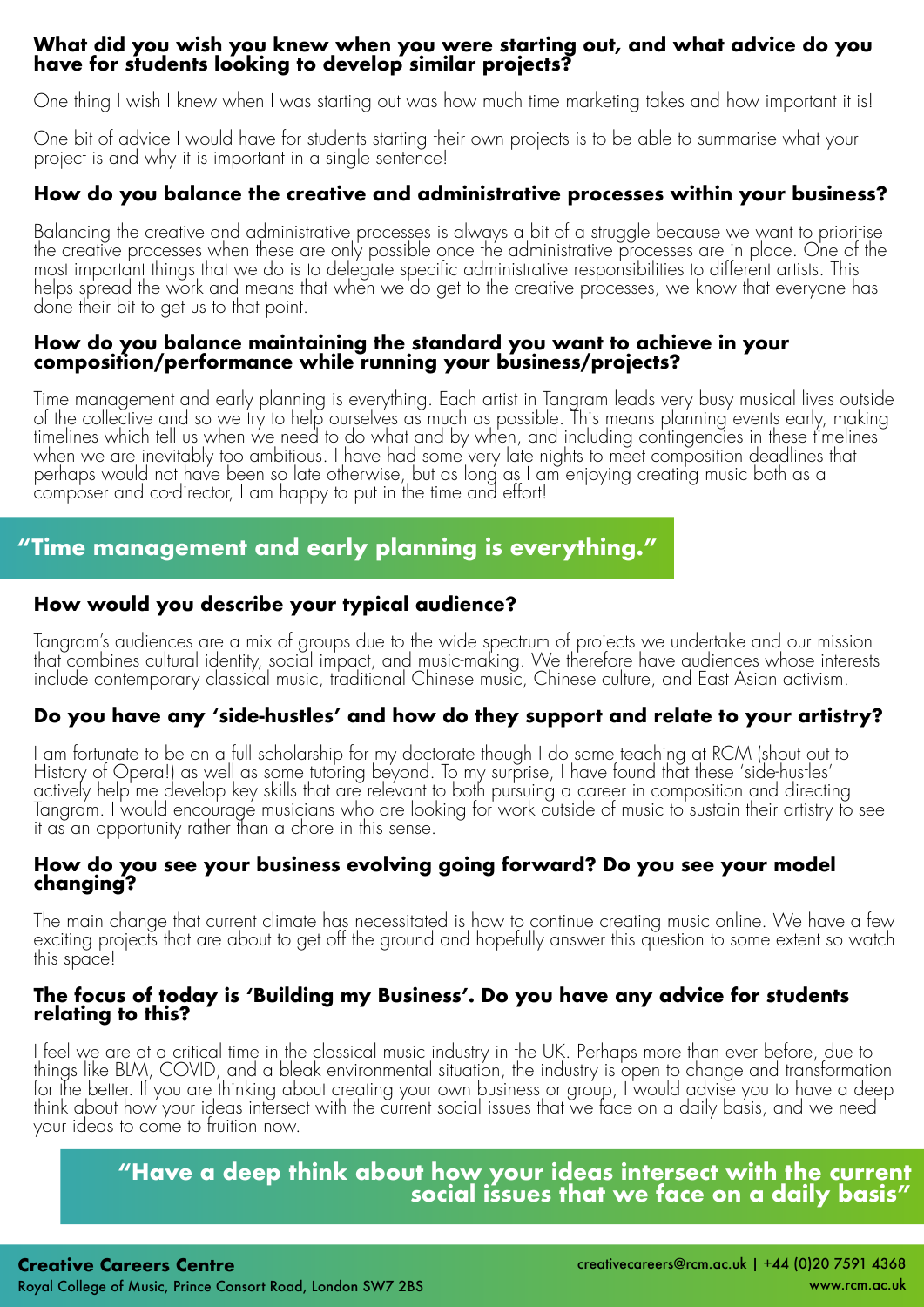### What did you wish you knew when you were starting out, and what advice do you have for students looking to develop similar projects?

One thing I wish I knew when I was starting out was how much time marketing takes and how important it is!

One bit of advice I would have for students starting their own projects is to be able to summarise what your project is and why it is important in a single sentence!

### How do you balance the creative and administrative processes within your business?

Balancing the creative and administrative processes is always a bit of a struggle because we want to prioritise the creative processes when these are only possible once the administrative processes are in place. One of the most important things that we do is to delegate specific administrative responsibilities to different artists. This helps spread the work and means that when we do get to the creative processes, we know that everyone has done their bit to get us to that point.

### How do you balance maintaining the standard you want to achieve in your composition/performance while running your business/projects?

Time management and early planning is everything. Each artist in Tangram leads very busy musical lives outside of the collective and so we try to help ourselves as much as possible. This means planning events early, making timelines which tell us when we need to do what and by when, and including contingencies in these timelines when we are inevitably too ambitious. I have had some very late nights to meet composition deadlines that perhaps would not have been so late otherwise, but as long as I am enjoying creating music both as a composer and co-director, I am happy to put in the time and effort!

**"Time management and early planning is everything."**

### How would you describe your typical audience?

Tangram's audiences are a mix of groups due to the wide spectrum of projects we undertake and our mission that combines cultural identity, social impact, and music-making. We therefore have audiences whose interests include contemporary classical music, traditional Chinese music, Chinese culture, and East Asian activism.

### Do you have any 'side-hustles' and how do they support and relate to your artistry?

I am fortunate to be on a full scholarship for my doctorate though I do some teaching at RCM (shout out to History of Opera!) as well as some tutoring beyond. To my surprise, I have found that these 'side-hustles' actively help me develop key skills that are relevant to both pursuing a career in composition and directing Tangram. I would encourage musicians who are looking for work outside of music to sustain their artistry to see it as an opportunity rather than a chore in this sense.

### How do you see your business evolving going forward? Do you see your model changing?

The main change that current climate has necessitated is how to continue creating music online. We have a few exciting projects that are about to get off the ground and hopefully answer this question to some extent so watch this space!

### The focus of today is 'Building my Business'. Do you have any advice for students relating to this?

I feel we are at a critical time in the classical music industry in the UK. Perhaps more than ever before, due to things like BLM, COVID, and a bleak environmental situation, the industry is open to change and transformation for the better. If you are thinking about creating your own business or group, I would advise you to have a deep think about how your ideas intersect with the current social issues that we face on a daily basis, and we need your ideas to come to fruition now.

**"Have a deep think about how your ideas intersect with the current social issues that we face on a daily basis"**

**Creative Careers Centre**
Royal College of Music, Prince Consort Road, London SW7 2BS

creativecareers@rcm.ac.uk | +44 (0)20 7591 4368
www.rcm.ac.uk